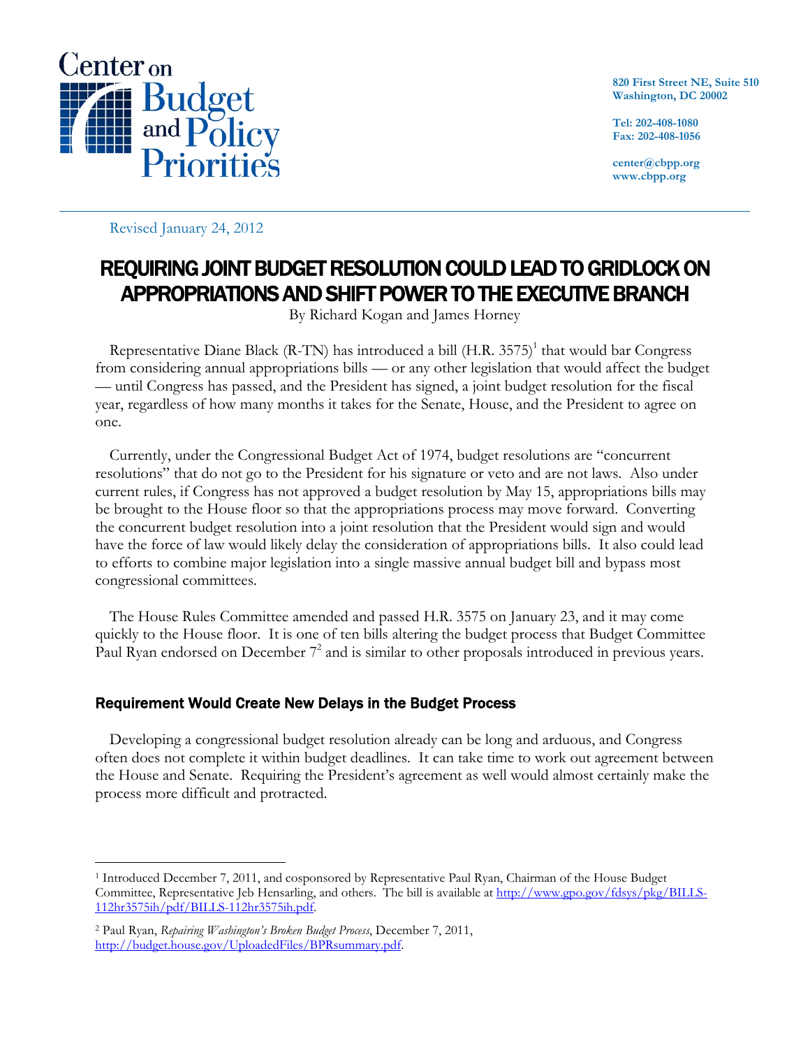Center on Budget and Policy Priorities

820 First Street NE, Suite 510
Washington, DC 20002

Tel: 202-408-1080
Fax: 202-408-1056

center@cbpp.org
www.cbpp.org

Revised January 24, 2012

# REQUIRING JOINT BUDGET RESOLUTION COULD LEAD TO GRIDLOCK ON APPROPRIATIONS AND SHIFT POWER TO THE EXECUTIVE BRANCH

By Richard Kogan and James Horney

Representative Diane Black (R-TN) has introduced a bill (H.R. 3575)[1] that would bar Congress from considering annual appropriations bills — or any other legislation that would affect the budget — until Congress has passed, and the President has signed, a joint budget resolution for the fiscal year, regardless of how many months it takes for the Senate, House, and the President to agree on one.

Currently, under the Congressional Budget Act of 1974, budget resolutions are "concurrent resolutions" that do not go to the President for his signature or veto and are not laws. Also under current rules, if Congress has not approved a budget resolution by May 15, appropriations bills may be brought to the House floor so that the appropriations process may move forward. Converting the concurrent budget resolution into a joint resolution that the President would sign and would have the force of law would likely delay the consideration of appropriations bills. It also could lead to efforts to combine major legislation into a single massive annual budget bill and bypass most congressional committees.

The House Rules Committee amended and passed H.R. 3575 on January 23, and it may come quickly to the House floor. It is one of ten bills altering the budget process that Budget Committee Paul Ryan endorsed on December 7[2] and is similar to other proposals introduced in previous years.

## Requirement Would Create New Delays in the Budget Process

Developing a congressional budget resolution already can be long and arduous, and Congress often does not complete it within budget deadlines. It can take time to work out agreement between the House and Senate. Requiring the President's agreement as well would almost certainly make the process more difficult and protracted.

---

[1] Introduced December 7, 2011, and cosponsored by Representative Paul Ryan, Chairman of the House Budget Committee, Representative Jeb Hensarling, and others. The bill is available at http://www.gpo.gov/fdsys/pkg/BILLS-112hr3575ih/pdf/BILLS-112hr3575ih.pdf.

[2] Paul Ryan, *Repairing Washington's Broken Budget Process*, December 7, 2011, http://budget.house.gov/UploadedFiles/BPRsummary.pdf.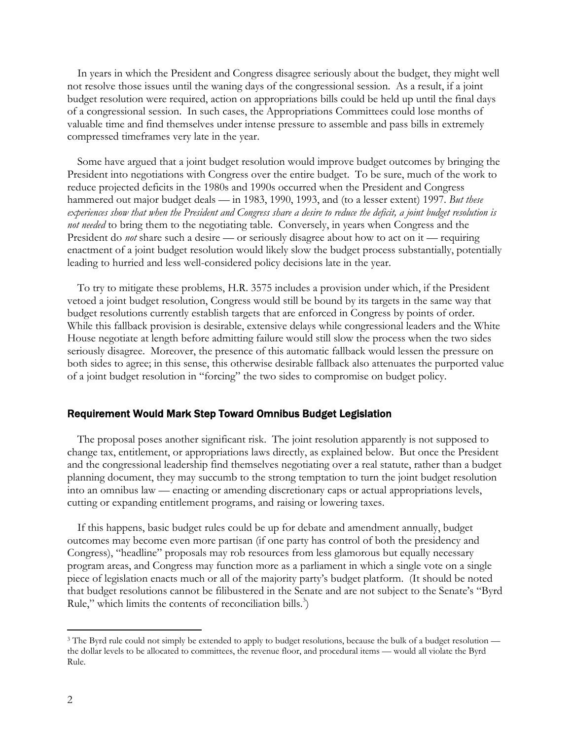In years in which the President and Congress disagree seriously about the budget, they might well not resolve those issues until the waning days of the congressional session. As a result, if a joint budget resolution were required, action on appropriations bills could be held up until the final days of a congressional session. In such cases, the Appropriations Committees could lose months of valuable time and find themselves under intense pressure to assemble and pass bills in extremely compressed timeframes very late in the year.

Some have argued that a joint budget resolution would improve budget outcomes by bringing the President into negotiations with Congress over the entire budget. To be sure, much of the work to reduce projected deficits in the 1980s and 1990s occurred when the President and Congress hammered out major budget deals — in 1983, 1990, 1993, and (to a lesser extent) 1997. *But these experiences show that when the President and Congress share a desire to reduce the deficit, a joint budget resolution is not needed* to bring them to the negotiating table. Conversely, in years when Congress and the President do *not* share such a desire — or seriously disagree about how to act on it — requiring enactment of a joint budget resolution would likely slow the budget process substantially, potentially leading to hurried and less well-considered policy decisions late in the year.

To try to mitigate these problems, H.R. 3575 includes a provision under which, if the President vetoed a joint budget resolution, Congress would still be bound by its targets in the same way that budget resolutions currently establish targets that are enforced in Congress by points of order. While this fallback provision is desirable, extensive delays while congressional leaders and the White House negotiate at length before admitting failure would still slow the process when the two sides seriously disagree. Moreover, the presence of this automatic fallback would lessen the pressure on both sides to agree; in this sense, this otherwise desirable fallback also attenuates the purported value of a joint budget resolution in "forcing" the two sides to compromise on budget policy.

## Requirement Would Mark Step Toward Omnibus Budget Legislation

The proposal poses another significant risk. The joint resolution apparently is not supposed to change tax, entitlement, or appropriations laws directly, as explained below. But once the President and the congressional leadership find themselves negotiating over a real statute, rather than a budget planning document, they may succumb to the strong temptation to turn the joint budget resolution into an omnibus law — enacting or amending discretionary caps or actual appropriations levels, cutting or expanding entitlement programs, and raising or lowering taxes.

If this happens, basic budget rules could be up for debate and amendment annually, budget outcomes may become even more partisan (if one party has control of both the presidency and Congress), "headline" proposals may rob resources from less glamorous but equally necessary program areas, and Congress may function more as a parliament in which a single vote on a single piece of legislation enacts much or all of the majority party's budget platform. (It should be noted that budget resolutions cannot be filibustered in the Senate and are not subject to the Senate's "Byrd Rule," which limits the contents of reconciliation bills.[3])

[3] The Byrd rule could not simply be extended to apply to budget resolutions, because the bulk of a budget resolution — the dollar levels to be allocated to committees, the revenue floor, and procedural items — would all violate the Byrd Rule.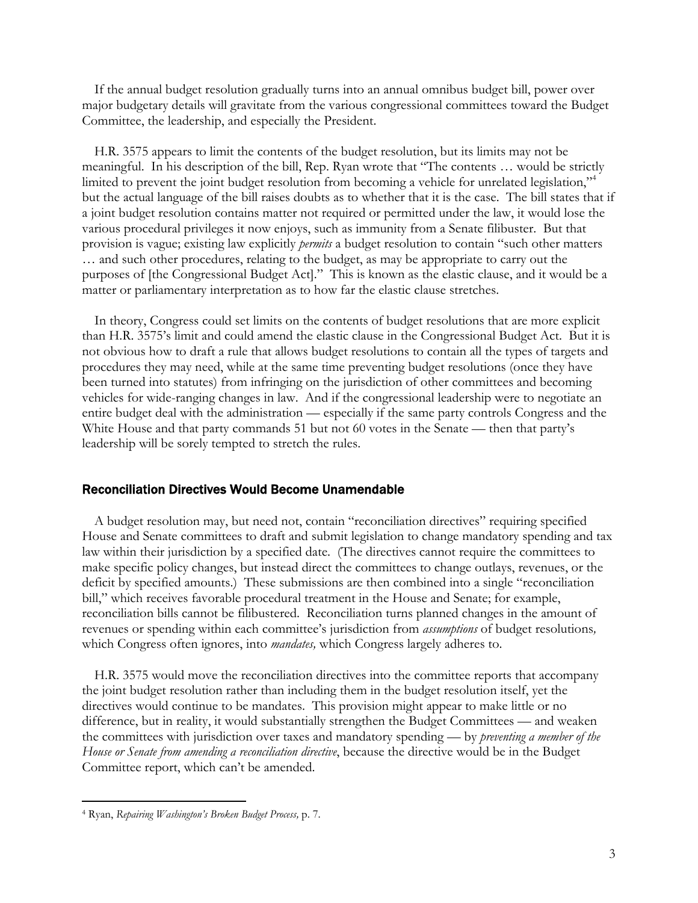If the annual budget resolution gradually turns into an annual omnibus budget bill, power over major budgetary details will gravitate from the various congressional committees toward the Budget Committee, the leadership, and especially the President.

H.R. 3575 appears to limit the contents of the budget resolution, but its limits may not be meaningful. In his description of the bill, Rep. Ryan wrote that "The contents … would be strictly limited to prevent the joint budget resolution from becoming a vehicle for unrelated legislation,"[4] but the actual language of the bill raises doubts as to whether that it is the case. The bill states that if a joint budget resolution contains matter not required or permitted under the law, it would lose the various procedural privileges it now enjoys, such as immunity from a Senate filibuster. But that provision is vague; existing law explicitly *permits* a budget resolution to contain "such other matters … and such other procedures, relating to the budget, as may be appropriate to carry out the purposes of [the Congressional Budget Act]." This is known as the elastic clause, and it would be a matter or parliamentary interpretation as to how far the elastic clause stretches.

In theory, Congress could set limits on the contents of budget resolutions that are more explicit than H.R. 3575's limit and could amend the elastic clause in the Congressional Budget Act. But it is not obvious how to draft a rule that allows budget resolutions to contain all the types of targets and procedures they may need, while at the same time preventing budget resolutions (once they have been turned into statutes) from infringing on the jurisdiction of other committees and becoming vehicles for wide-ranging changes in law. And if the congressional leadership were to negotiate an entire budget deal with the administration — especially if the same party controls Congress and the White House and that party commands 51 but not 60 votes in the Senate — then that party's leadership will be sorely tempted to stretch the rules.

### Reconciliation Directives Would Become Unamendable

A budget resolution may, but need not, contain "reconciliation directives" requiring specified House and Senate committees to draft and submit legislation to change mandatory spending and tax law within their jurisdiction by a specified date. (The directives cannot require the committees to make specific policy changes, but instead direct the committees to change outlays, revenues, or the deficit by specified amounts.) These submissions are then combined into a single "reconciliation bill," which receives favorable procedural treatment in the House and Senate; for example, reconciliation bills cannot be filibustered. Reconciliation turns planned changes in the amount of revenues or spending within each committee's jurisdiction from *assumptions* of budget resolutions*,* which Congress often ignores, into *mandates,* which Congress largely adheres to.

H.R. 3575 would move the reconciliation directives into the committee reports that accompany the joint budget resolution rather than including them in the budget resolution itself, yet the directives would continue to be mandates. This provision might appear to make little or no difference, but in reality, it would substantially strengthen the Budget Committees — and weaken the committees with jurisdiction over taxes and mandatory spending — by *preventing a member of the House or Senate from amending a reconciliation directive*, because the directive would be in the Budget Committee report, which can't be amended.

---

[4] Ryan, *Repairing Washington's Broken Budget Process,* p. 7.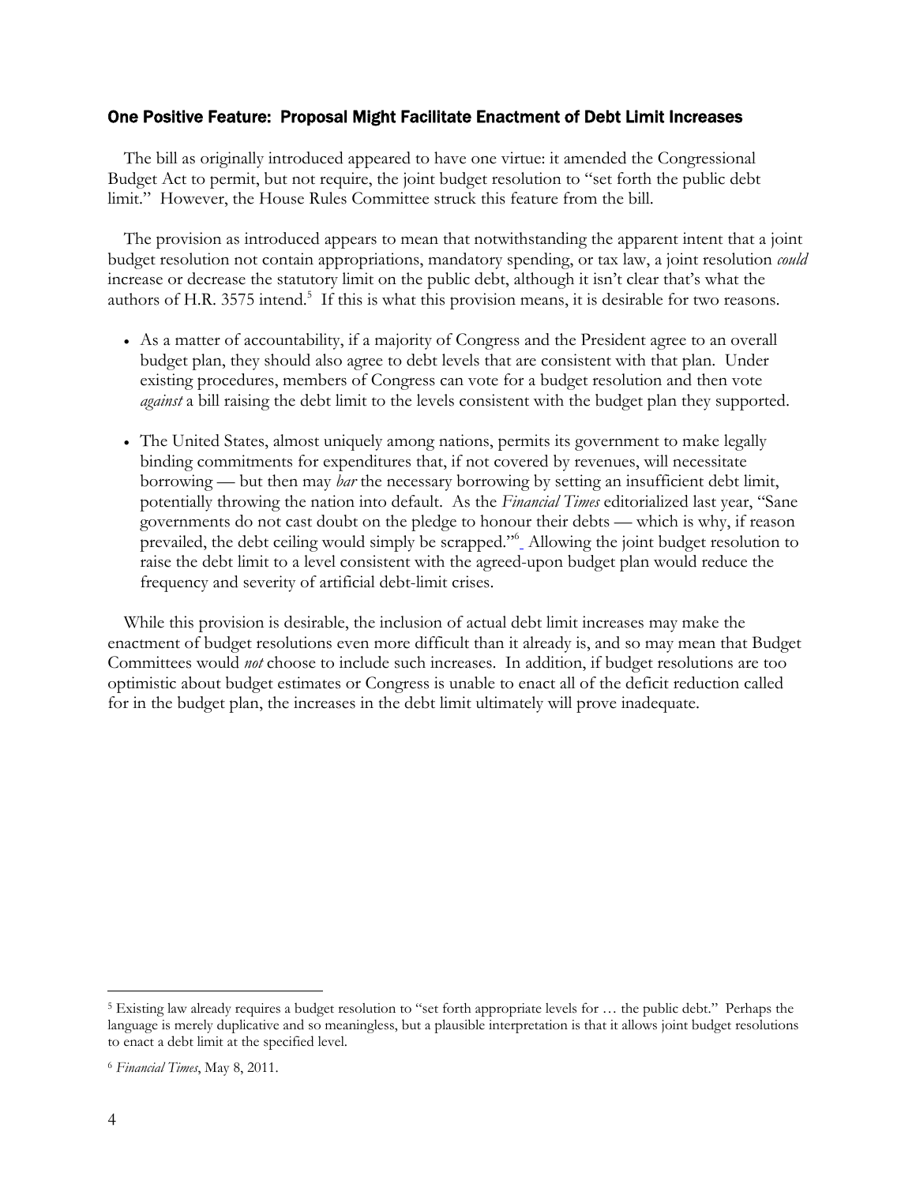## One Positive Feature: Proposal Might Facilitate Enactment of Debt Limit Increases

The bill as originally introduced appeared to have one virtue: it amended the Congressional Budget Act to permit, but not require, the joint budget resolution to "set forth the public debt limit." However, the House Rules Committee struck this feature from the bill.

The provision as introduced appears to mean that notwithstanding the apparent intent that a joint budget resolution not contain appropriations, mandatory spending, or tax law, a joint resolution *could* increase or decrease the statutory limit on the public debt, although it isn't clear that's what the authors of H.R. 3575 intend.[5] If this is what this provision means, it is desirable for two reasons.

- As a matter of accountability, if a majority of Congress and the President agree to an overall budget plan, they should also agree to debt levels that are consistent with that plan. Under existing procedures, members of Congress can vote for a budget resolution and then vote *against* a bill raising the debt limit to the levels consistent with the budget plan they supported.
- The United States, almost uniquely among nations, permits its government to make legally binding commitments for expenditures that, if not covered by revenues, will necessitate borrowing — but then may *bar* the necessary borrowing by setting an insufficient debt limit, potentially throwing the nation into default. As the *Financial Times* editorialized last year, "Sane governments do not cast doubt on the pledge to honour their debts — which is why, if reason prevailed, the debt ceiling would simply be scrapped."[6] Allowing the joint budget resolution to raise the debt limit to a level consistent with the agreed-upon budget plan would reduce the frequency and severity of artificial debt-limit crises.

While this provision is desirable, the inclusion of actual debt limit increases may make the enactment of budget resolutions even more difficult than it already is, and so may mean that Budget Committees would *not* choose to include such increases. In addition, if budget resolutions are too optimistic about budget estimates or Congress is unable to enact all of the deficit reduction called for in the budget plan, the increases in the debt limit ultimately will prove inadequate.

---

[5] Existing law already requires a budget resolution to "set forth appropriate levels for … the public debt." Perhaps the language is merely duplicative and so meaningless, but a plausible interpretation is that it allows joint budget resolutions to enact a debt limit at the specified level.

[6] *Financial Times*, May 8, 2011.